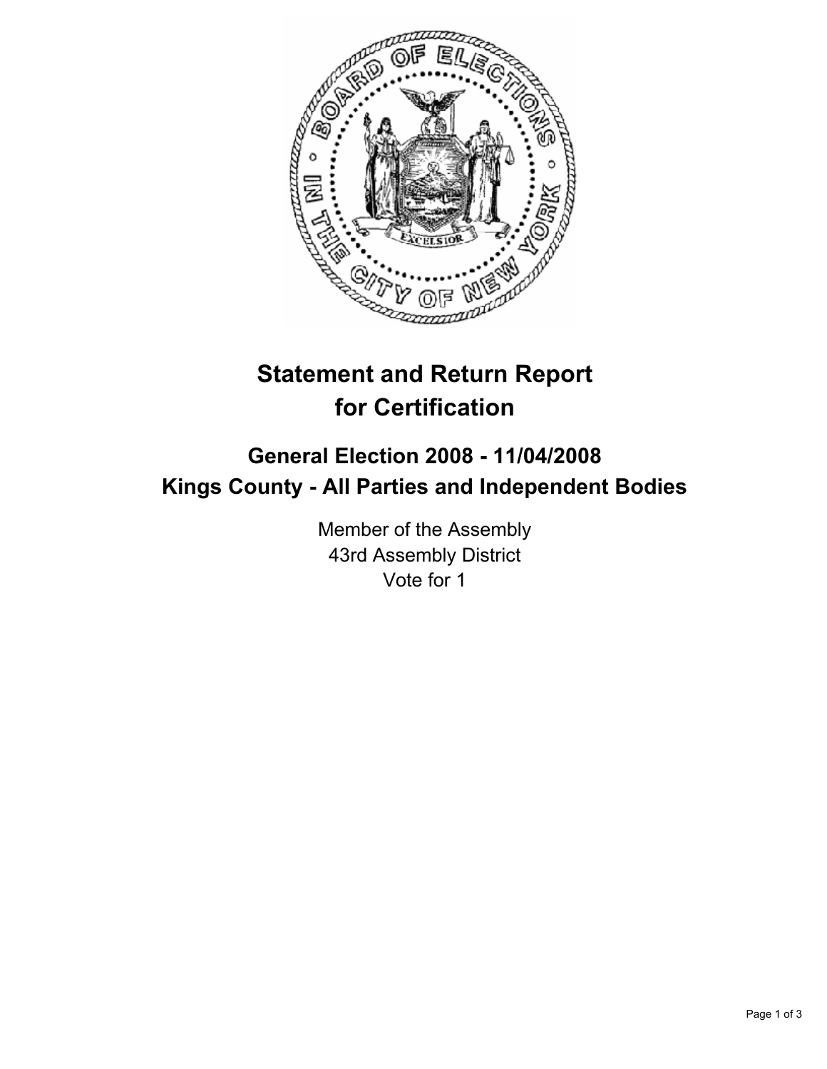# Statement and Return Report for Certification

## General Election 2008 - 11/04/2008

## Kings County - All Parties and Independent Bodies

Member of the Assembly
43rd Assembly District
Vote for 1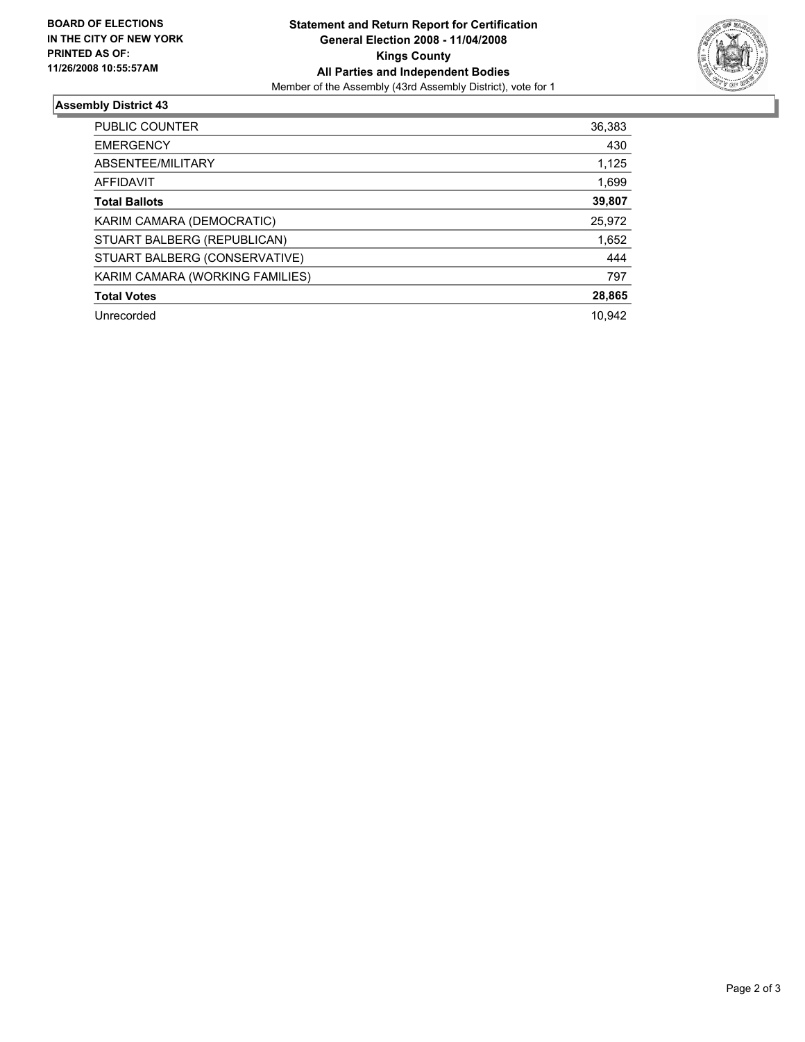**BOARD OF ELECTIONS IN THE CITY OF NEW YORK PRINTED AS OF: 11/26/2008 10:55:57AM**

# Statement and Return Report for Certification
## General Election 2008 - 11/04/2008
## Kings County
## All Parties and Independent Bodies

Member of the Assembly (43rd Assembly District), vote for 1

### Assembly District 43

| | |
|---|---|
| PUBLIC COUNTER | 36,383 |
| EMERGENCY | 430 |
| ABSENTEE/MILITARY | 1,125 |
| AFFIDAVIT | 1,699 |
| **Total Ballots** | **39,807** |
| KARIM CAMARA (DEMOCRATIC) | 25,972 |
| STUART BALBERG (REPUBLICAN) | 1,652 |
| STUART BALBERG (CONSERVATIVE) | 444 |
| KARIM CAMARA (WORKING FAMILIES) | 797 |
| **Total Votes** | **28,865** |
| Unrecorded | 10,942 |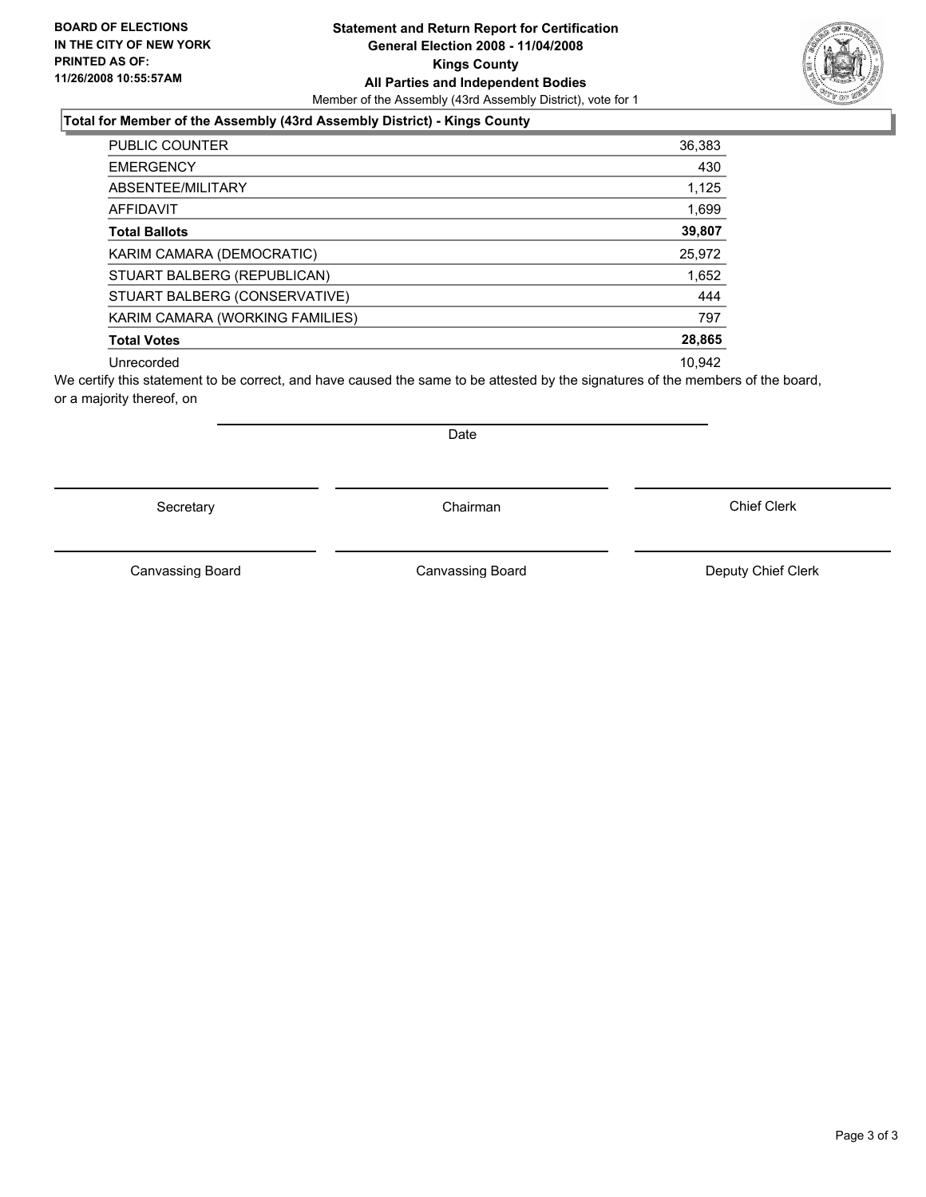**BOARD OF ELECTIONS IN THE CITY OF NEW YORK PRINTED AS OF: 11/26/2008 10:55:57AM**

# Statement and Return Report for Certification General Election 2008 - 11/04/2008 Kings County All Parties and Independent Bodies

Member of the Assembly (43rd Assembly District), vote for 1

## Total for Member of the Assembly (43rd Assembly District) - Kings County

| | |
|---|---|
| PUBLIC COUNTER | 36,383 |
| EMERGENCY | 430 |
| ABSENTEE/MILITARY | 1,125 |
| AFFIDAVIT | 1,699 |
| **Total Ballots** | **39,807** |
| KARIM CAMARA (DEMOCRATIC) | 25,972 |
| STUART BALBERG (REPUBLICAN) | 1,652 |
| STUART BALBERG (CONSERVATIVE) | 444 |
| KARIM CAMARA (WORKING FAMILIES) | 797 |
| **Total Votes** | **28,865** |
| Unrecorded | 10,942 |

We certify this statement to be correct, and have caused the same to be attested by the signatures of the members of the board, or a majority thereof, on

Date

| | | |
|---|---|---|
| Secretary | Chairman | Chief Clerk |
| Canvassing Board | Canvassing Board | Deputy Chief Clerk |